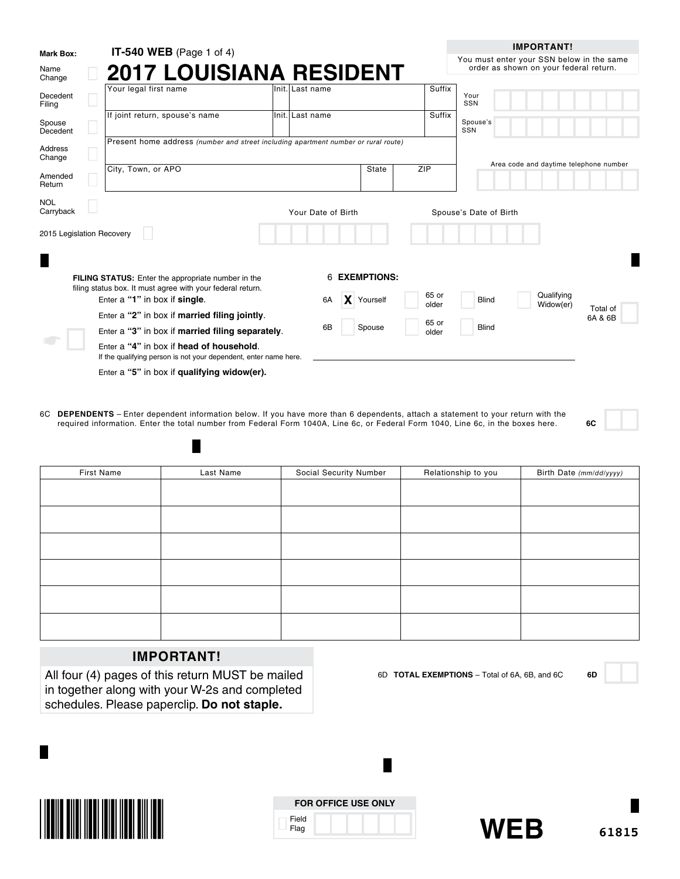**IT-540 WEB** (Page 1 of 4)

# 2017 LOUISIANA RESIDENT

**IMPORTANT!**
You must enter your SSN below in the same order as shown on your federal return.

**Mark Box:**

- Name Change ☐
- Decedent Filing ☐
- Spouse Decedent ☐
- Address Change ☐
- Amended Return ☐
- NOL Carryback ☐
- 2015 Legislation Recovery ☐

| Your legal first name | Init. | Last name | Suffix |
|---|---|---|---|
| If joint return, spouse's name | Init. | Last name | Suffix |

Present home address *(number and street including apartment number or rural route)*

| City, Town, or APO | State | ZIP |
|---|---|---|

Your SSN

Spouse's SSN

Area code and daytime telephone number

Your Date of Birth

Spouse's Date of Birth

**FILING STATUS:** Enter the appropriate number in the filing status box. It must agree with your federal return.

Enter a **"1"** in box if **single**.
Enter a **"2"** in box if **married filing jointly**.
Enter a **"3"** in box if **married filing separately**.
Enter a **"4"** in box if **head of household**.
If the qualifying person is not your dependent, enter name here.
Enter a **"5"** in box if **qualifying widow(er).**

6 **EXEMPTIONS:**

| | | | | | |
|---|---|---|---|---|---|
| 6A | X Yourself | 65 or older | Blind | Qualifying Widow(er) | Total of 6A & 6B |
| 6B | Spouse | 65 or older | Blind | | |

6C **DEPENDENTS** – Enter dependent information below. If you have more than 6 dependents, attach a statement to your return with the required information. Enter the total number from Federal Form 1040A, Line 6c, or Federal Form 1040, Line 6c, in the boxes here. **6C**

| First Name | Last Name | Social Security Number | Relationship to you | Birth Date *(mm/dd/yyyy)* |
|---|---|---|---|---|
| | | | | |
| | | | | |
| | | | | |
| | | | | |
| | | | | |
| | | | | |

**IMPORTANT!**
All four (4) pages of this return MUST be mailed in together along with your W-2s and completed schedules. Please paperclip. **Do not staple.**

6D **TOTAL EXEMPTIONS** – Total of 6A, 6B, and 6C **6D**

**FOR OFFICE USE ONLY**
Field Flag

**WEB**

61815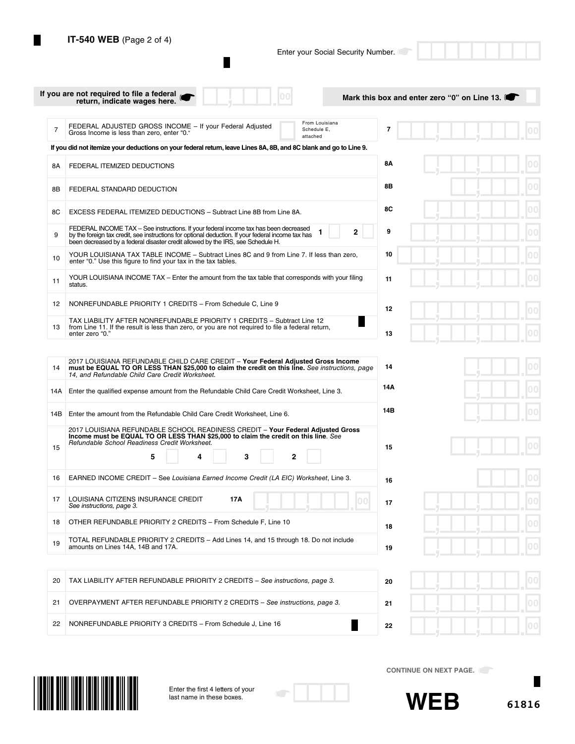**IT-540 WEB** (Page 2 of 4)

Enter your Social Security Number.

**If you are not required to file a federal return, indicate wages here.** .00

**Mark this box and enter zero "0" on Line 13.**

| Line | Description | | Amount |
|---|---|---|---|
| 7 | FEDERAL ADJUSTED GROSS INCOME – If your Federal Adjusted Gross Income is less than zero, enter "0." From Louisiana Schedule E, attached | 7 | .00 |

**If you did not itemize your deductions on your federal return, leave Lines 8A, 8B, and 8C blank and go to Line 9.**

| Line | Description | | Amount |
|---|---|---|---|
| 8A | FEDERAL ITEMIZED DEDUCTIONS | 8A | .00 |
| 8B | FEDERAL STANDARD DEDUCTION | 8B | .00 |
| 8C | EXCESS FEDERAL ITEMIZED DEDUCTIONS – Subtract Line 8B from Line 8A. | 8C | .00 |
| 9 | FEDERAL INCOME TAX – See instructions. If your federal income tax has been decreased by the foreign tax credit, see instructions for optional deduction. If your federal income tax has been decreased by a federal disaster credit allowed by the IRS, see Schedule H. 1 2 | 9 | .00 |
| 10 | YOUR LOUISIANA TAX TABLE INCOME – Subtract Lines 8C and 9 from Line 7. If less than zero, enter "0." Use this figure to find your tax in the tax tables. | 10 | .00 |
| 11 | YOUR LOUISIANA INCOME TAX – Enter the amount from the tax table that corresponds with your filing status. | 11 | .00 |
| 12 | NONREFUNDABLE PRIORITY 1 CREDITS – From Schedule C, Line 9 | 12 | .00 |
| 13 | TAX LIABILITY AFTER NONREFUNDABLE PRIORITY 1 CREDITS – Subtract Line 12 from Line 11. If the result is less than zero, or you are not required to file a federal return, enter zero "0." | 13 | .00 |

| Line | Description | | Amount |
|---|---|---|---|
| 14 | 2017 LOUISIANA REFUNDABLE CHILD CARE CREDIT – **Your Federal Adjusted Gross Income must be EQUAL TO OR LESS THAN $25,000 to claim the credit on this line.** *See instructions, page 14, and Refundable Child Care Credit Worksheet.* | 14 | .00 |
| 14A | Enter the qualified expense amount from the Refundable Child Care Credit Worksheet, Line 3. | 14A | .00 |
| 14B | Enter the amount from the Refundable Child Care Credit Worksheet, Line 6. | 14B | .00 |
| 15 | 2017 LOUISIANA REFUNDABLE SCHOOL READINESS CREDIT – **Your Federal Adjusted Gross Income must be EQUAL TO OR LESS THAN $25,000 to claim the credit on this line**. *See Refundable School Readiness Credit Worksheet.* 5 4 3 2 | 15 | .00 |
| 16 | EARNED INCOME CREDIT – See *Louisiana Earned Income Credit (LA EIC) Worksheet*, Line 3. | 16 | .00 |
| 17 | LOUISIANA CITIZENS INSURANCE CREDIT *See instructions, page 3.* 17A .00 | 17 | .00 |
| 18 | OTHER REFUNDABLE PRIORITY 2 CREDITS – From Schedule F, Line 10 | 18 | .00 |
| 19 | TOTAL REFUNDABLE PRIORITY 2 CREDITS – Add Lines 14, and 15 through 18. Do not include amounts on Lines 14A, 14B and 17A. | 19 | .00 |

| Line | Description | | Amount |
|---|---|---|---|
| 20 | TAX LIABILITY AFTER REFUNDABLE PRIORITY 2 CREDITS – *See instructions, page 3.* | 20 | .00 |
| 21 | OVERPAYMENT AFTER REFUNDABLE PRIORITY 2 CREDITS – *See instructions, page 3.* | 21 | .00 |
| 22 | NONREFUNDABLE PRIORITY 3 CREDITS – From Schedule J, Line 16 | 22 | .00 |

CONTINUE ON NEXT PAGE.

Enter the first 4 letters of your last name in these boxes.

**WEB** 61816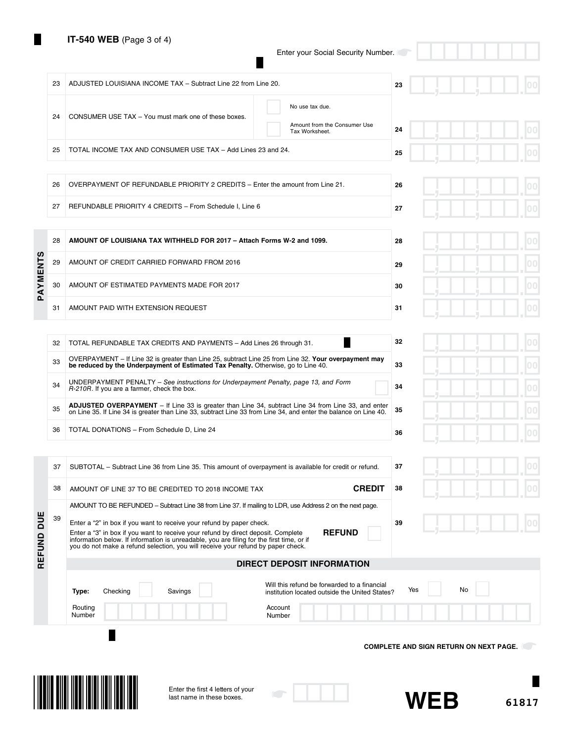**IT-540 WEB** (Page 3 of 4)

Enter your Social Security Number.

| Line | Description | | Amount |
|---|---|---|---|
| 23 | ADJUSTED LOUISIANA INCOME TAX – Subtract Line 22 from Line 20. | 23 | .00 |
| 24 | CONSUMER USE TAX – You must mark one of these boxes. ☐ No use tax due. ☐ Amount from the Consumer Use Tax Worksheet. | 24 | .00 |
| 25 | TOTAL INCOME TAX AND CONSUMER USE TAX – Add Lines 23 and 24. | 25 | .00 |

| Line | Description | | Amount |
|---|---|---|---|
| 26 | OVERPAYMENT OF REFUNDABLE PRIORITY 2 CREDITS – Enter the amount from Line 21. | 26 | .00 |
| 27 | REFUNDABLE PRIORITY 4 CREDITS – From Schedule I, Line 6 | 27 | .00 |

**PAYMENTS**

| Line | Description | | Amount |
|---|---|---|---|
| 28 | **AMOUNT OF LOUISIANA TAX WITHHELD FOR 2017 – Attach Forms W-2 and 1099.** | 28 | .00 |
| 29 | AMOUNT OF CREDIT CARRIED FORWARD FROM 2016 | 29 | .00 |
| 30 | AMOUNT OF ESTIMATED PAYMENTS MADE FOR 2017 | 30 | .00 |
| 31 | AMOUNT PAID WITH EXTENSION REQUEST | 31 | .00 |

| Line | Description | | Amount |
|---|---|---|---|
| 32 | TOTAL REFUNDABLE TAX CREDITS AND PAYMENTS – Add Lines 26 through 31. | 32 | .00 |
| 33 | OVERPAYMENT – If Line 32 is greater than Line 25, subtract Line 25 from Line 32. **Your overpayment may be reduced by the Underpayment of Estimated Tax Penalty.** Otherwise, go to Line 40. | 33 | .00 |
| 34 | UNDERPAYMENT PENALTY – *See instructions for Underpayment Penalty, page 13, and Form R-210R*. If you are a farmer, check the box. ☐ | 34 | .00 |
| 35 | **ADJUSTED OVERPAYMENT** – If Line 33 is greater than Line 34, subtract Line 34 from Line 33, and enter on Line 35. If Line 34 is greater than Line 33, subtract Line 33 from Line 34, and enter the balance on Line 40. | 35 | .00 |
| 36 | TOTAL DONATIONS – From Schedule D, Line 24 | 36 | .00 |

**REFUND DUE**

| Line | Description | | Amount |
|---|---|---|---|
| 37 | SUBTOTAL – Subtract Line 36 from Line 35. This amount of overpayment is available for credit or refund. | 37 | .00 |
| 38 | AMOUNT OF LINE 37 TO BE CREDITED TO 2018 INCOME TAX **CREDIT** | 38 | .00 |
| 39 | AMOUNT TO BE REFUNDED – Subtract Line 38 from Line 37. If mailing to LDR, use Address 2 on the next page. Enter a "2" in box if you want to receive your refund by paper check. Enter a "3" in box if you want to receive your refund by direct deposit. Complete information below. If information is unreadable, you are filing for the first time, or if you do not make a refund selection, you will receive your refund by paper check. **REFUND** ☐ | 39 | .00 |

**DIRECT DEPOSIT INFORMATION**

**Type:** Checking ☐ Savings ☐

Will this refund be forwarded to a financial institution located outside the United States? Yes ☐ No ☐

Routing Number ☐☐☐☐☐☐☐☐☐

Account Number ☐☐☐☐☐☐☐☐☐☐☐☐☐☐☐☐☐

**COMPLETE AND SIGN RETURN ON NEXT PAGE.**

Enter the first 4 letters of your last name in these boxes. ☐☐☐☐

**WEB**

61817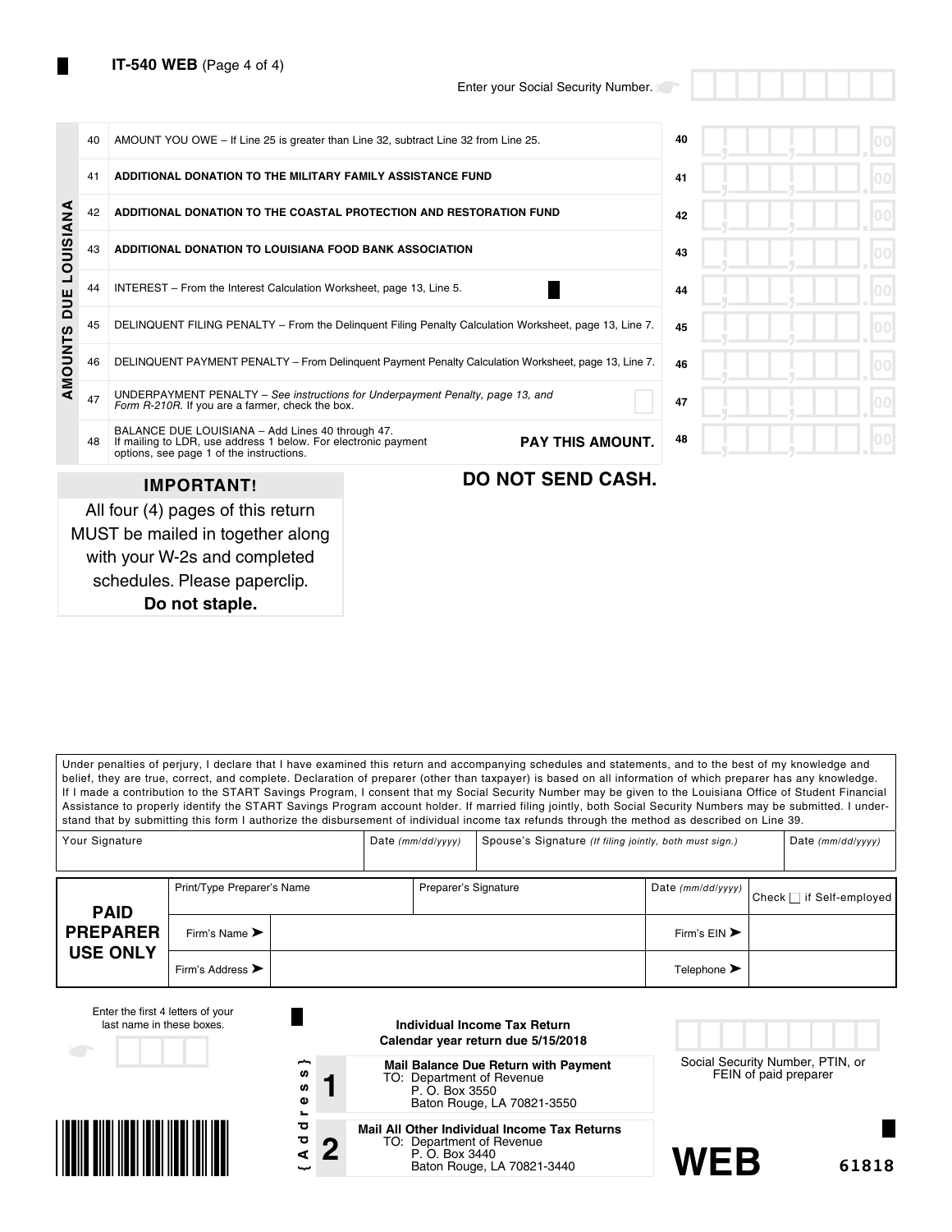**IT-540 WEB** (Page 4 of 4)

Enter your Social Security Number.

## AMOUNTS DUE LOUISIANA

| Line | Description | Line | Amount |
|---|---|---|---|
| 40 | AMOUNT YOU OWE – If Line 25 is greater than Line 32, subtract Line 32 from Line 25. | 40 | .00 |
| 41 | **ADDITIONAL DONATION TO THE MILITARY FAMILY ASSISTANCE FUND** | 41 | .00 |
| 42 | **ADDITIONAL DONATION TO THE COASTAL PROTECTION AND RESTORATION FUND** | 42 | .00 |
| 43 | **ADDITIONAL DONATION TO LOUISIANA FOOD BANK ASSOCIATION** | 43 | .00 |
| 44 | INTEREST – From the Interest Calculation Worksheet, page 13, Line 5. | 44 | .00 |
| 45 | DELINQUENT FILING PENALTY – From the Delinquent Filing Penalty Calculation Worksheet, page 13, Line 7. | 45 | .00 |
| 46 | DELINQUENT PAYMENT PENALTY – From Delinquent Payment Penalty Calculation Worksheet, page 13, Line 7. | 46 | .00 |
| 47 | UNDERPAYMENT PENALTY – *See instructions for Underpayment Penalty, page 13, and Form R-210R.* If you are a farmer, check the box. ☐ | 47 | .00 |
| 48 | BALANCE DUE LOUISIANA – Add Lines 40 through 47. If mailing to LDR, use address 1 below. For electronic payment options, see page 1 of the instructions. **PAY THIS AMOUNT.** | 48 | .00 |

**DO NOT SEND CASH.**

**IMPORTANT!**

All four (4) pages of this return MUST be mailed in together along with your W-2s and completed schedules. Please paperclip. **Do not staple.**

Under penalties of perjury, I declare that I have examined this return and accompanying schedules and statements, and to the best of my knowledge and belief, they are true, correct, and complete. Declaration of preparer (other than taxpayer) is based on all information of which preparer has any knowledge. If I made a contribution to the START Savings Program, I consent that my Social Security Number may be given to the Louisiana Office of Student Financial Assistance to properly identify the START Savings Program account holder. If married filing jointly, both Social Security Numbers may be submitted. I understand that by submitting this form I authorize the disbursement of individual income tax refunds through the method as described on Line 39.

| Your Signature | Date *(mm/dd/yyyy)* | Spouse's Signature *(If filing jointly, both must sign.)* | Date *(mm/dd/yyyy)* |
|---|---|---|---|
| | | | |

| **PAID PREPARER USE ONLY** | | | |
|---|---|---|---|
| Print/Type Preparer's Name | Preparer's Signature | Date *(mm/dd/yyyy)* | Check ☐ if Self-employed |
| Firm's Name ➤ | | Firm's EIN ➤ | |
| Firm's Address ➤ | | Telephone ➤ | |

Enter the first 4 letters of your last name in these boxes.

**Individual Income Tax Return**
**Calendar year return due 5/15/2018**

{Address}

**1** **Mail Balance Due Return with Payment**
TO: Department of Revenue
P. O. Box 3550
Baton Rouge, LA 70821-3550

**2** **Mail All Other Individual Income Tax Returns**
TO: Department of Revenue
P. O. Box 3440
Baton Rouge, LA 70821-3440

Social Security Number, PTIN, or FEIN of paid preparer

**WEB** **61818**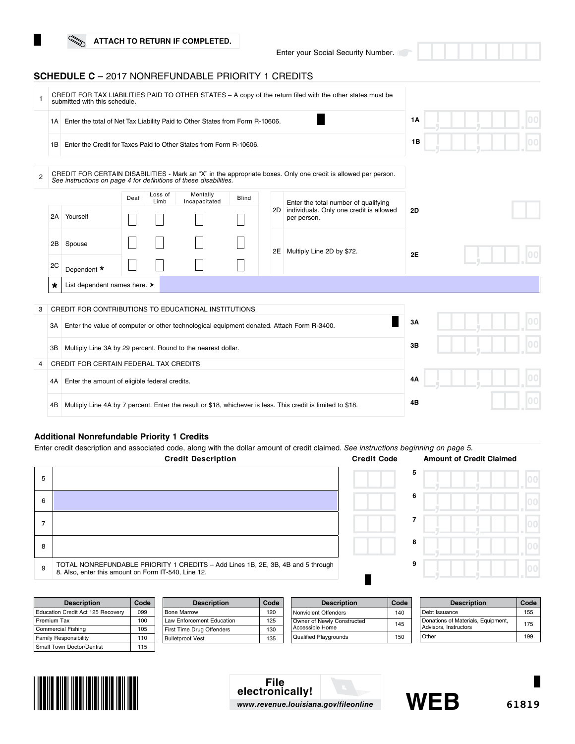ATTACH TO RETURN IF COMPLETED.

Enter your Social Security Number.

## SCHEDULE C – 2017 NONREFUNDABLE PRIORITY 1 CREDITS

**1** CREDIT FOR TAX LIABILITIES PAID TO OTHER STATES – A copy of the return filed with the other states must be submitted with this schedule.

| | | | |
|---|---|---|---|
| 1A | Enter the total of Net Tax Liability Paid to Other States from Form R-10606. | 1A | .00 |
| 1B | Enter the Credit for Taxes Paid to Other States from Form R-10606. | 1B | .00 |

**2** CREDIT FOR CERTAIN DISABILITIES - Mark an "X" in the appropriate boxes. Only one credit is allowed per person. *See instructions on page 4 for definitions of these disabilities.*

| | | Deaf | Loss of Limb | Mentally Incapacitated | Blind |
|---|---|---|---|---|---|
| 2A | Yourself | ☐ | ☐ | ☐ | ☐ |
| 2B | Spouse | ☐ | ☐ | ☐ | ☐ |
| 2C | Dependent * | ☐ | ☐ | ☐ | ☐ |

| | | | |
|---|---|---|---|
| 2D | Enter the total number of qualifying individuals. Only one credit is allowed per person. | 2D | |
| 2E | Multiply Line 2D by $72. | 2E | .00 |

* List dependent names here. ➤

**3** CREDIT FOR CONTRIBUTIONS TO EDUCATIONAL INSTITUTIONS

| | | | |
|---|---|---|---|
| 3A | Enter the value of computer or other technological equipment donated. Attach Form R-3400. | 3A | .00 |
| 3B | Multiply Line 3A by 29 percent. Round to the nearest dollar. | 3B | .00 |

**4** CREDIT FOR CERTAIN FEDERAL TAX CREDITS

| | | | |
|---|---|---|---|
| 4A | Enter the amount of eligible federal credits. | 4A | .00 |
| 4B | Multiply Line 4A by 7 percent. Enter the result or $18, whichever is less. This credit is limited to $18. | 4B | .00 |

### Additional Nonrefundable Priority 1 Credits

Enter credit description and associated code, along with the dollar amount of credit claimed. *See instructions beginning on page 5.*

| | Credit Description | Credit Code | | Amount of Credit Claimed |
|---|---|---|---|---|
| 5 | | | 5 | .00 |
| 6 | | | 6 | .00 |
| 7 | | | 7 | .00 |
| 8 | | | 8 | .00 |
| 9 | TOTAL NONREFUNDABLE PRIORITY 1 CREDITS – Add Lines 1B, 2E, 3B, 4B and 5 through 8. Also, enter this amount on Form IT-540, Line 12. | | 9 | .00 |

| Description | Code |
|---|---|
| Education Credit Act 125 Recovery | 099 |
| Premium Tax | 100 |
| Commercial Fishing | 105 |
| Family Responsibility | 110 |
| Small Town Doctor/Dentist | 115 |
| Bone Marrow | 120 |
| Law Enforcement Education | 125 |
| First Time Drug Offenders | 130 |
| Bulletproof Vest | 135 |
| Nonviolent Offenders | 140 |
| Owner of Newly Constructed Accessible Home | 145 |
| Qualified Playgrounds | 150 |
| Debt Issuance | 155 |
| Donations of Materials, Equipment, Advisors, Instructors | 175 |
| Other | 199 |

File electronically! www.revenue.louisiana.gov/fileonline

WEB

61819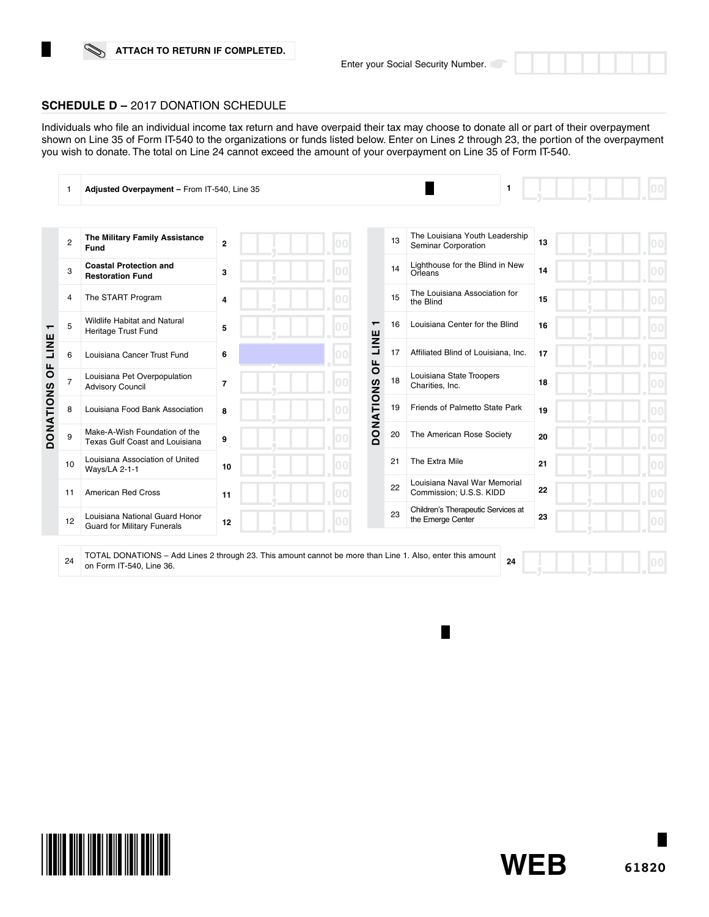ATTACH TO RETURN IF COMPLETED.

Enter your Social Security Number.

## SCHEDULE D – 2017 DONATION SCHEDULE

Individuals who file an individual income tax return and have overpaid their tax may choose to donate all or part of their overpayment shown on Line 35 of Form IT-540 to the organizations or funds listed below. Enter on Lines 2 through 23, the portion of the overpayment you wish to donate. The total on Line 24 cannot exceed the amount of your overpayment on Line 35 of Form IT-540.

| | | | |
|---|---|---|---|
| 1 | **Adjusted Overpayment –** From IT-540, Line 35 | 1 | .00 |

**DONATIONS OF LINE 1**

| | Organization | Line | Amount |
|---|---|---|---|
| 2 | **The Military Family Assistance Fund** | 2 | .00 |
| 3 | **Coastal Protection and Restoration Fund** | 3 | .00 |
| 4 | The START Program | 4 | .00 |
| 5 | Wildlife Habitat and Natural Heritage Trust Fund | 5 | .00 |
| 6 | Louisiana Cancer Trust Fund | 6 | .00 |
| 7 | Louisiana Pet Overpopulation Advisory Council | 7 | .00 |
| 8 | Louisiana Food Bank Association | 8 | .00 |
| 9 | Make-A-Wish Foundation of the Texas Gulf Coast and Louisiana | 9 | .00 |
| 10 | Louisiana Association of United Ways/LA 2-1-1 | 10 | .00 |
| 11 | American Red Cross | 11 | .00 |
| 12 | Louisiana National Guard Honor Guard for Military Funerals | 12 | .00 |
| 13 | The Louisiana Youth Leadership Seminar Corporation | 13 | .00 |
| 14 | Lighthouse for the Blind in New Orleans | 14 | .00 |
| 15 | The Louisiana Association for the Blind | 15 | .00 |
| 16 | Louisiana Center for the Blind | 16 | .00 |
| 17 | Affiliated Blind of Louisiana, Inc. | 17 | .00 |
| 18 | Louisiana State Troopers Charities, Inc. | 18 | .00 |
| 19 | Friends of Palmetto State Park | 19 | .00 |
| 20 | The American Rose Society | 20 | .00 |
| 21 | The Extra Mile | 21 | .00 |
| 22 | Louisiana Naval War Memorial Commission; U.S.S. KIDD | 22 | .00 |
| 23 | Children's Therapeutic Services at the Emerge Center | 23 | .00 |

| | | | |
|---|---|---|---|
| 24 | TOTAL DONATIONS – Add Lines 2 through 23. This amount cannot be more than Line 1. Also, enter this amount on Form IT-540, Line 36. | 24 | .00 |

WEB 61820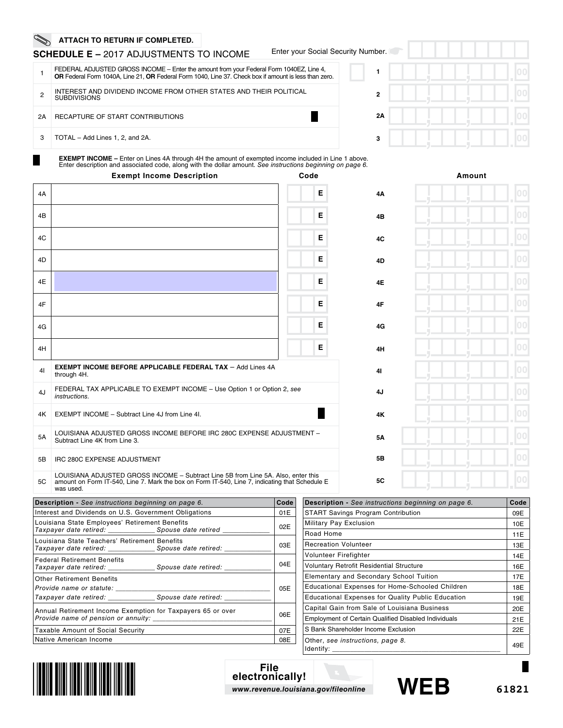**ATTACH TO RETURN IF COMPLETED.**

## SCHEDULE E – 2017 ADJUSTMENTS TO INCOME

Enter your Social Security Number.

| Line | Description | | Line | Amount |
|---|---|---|---|---|
| 1 | FEDERAL ADJUSTED GROSS INCOME – Enter the amount from your Federal Form 1040EZ, Line 4, **OR** Federal Form 1040A, Line 21, **OR** Federal Form 1040, Line 37. Check box if amount is less than zero. | ☐ | 1 | .00 |
| 2 | INTEREST AND DIVIDEND INCOME FROM OTHER STATES AND THEIR POLITICAL SUBDIVISIONS | | 2 | .00 |
| 2A | RECAPTURE OF START CONTRIBUTIONS | | 2A | .00 |
| 3 | TOTAL – Add Lines 1, 2, and 2A. | | 3 | .00 |

**EXEMPT INCOME –** Enter on Lines 4A through 4H the amount of exempted income included in Line 1 above. Enter description and associated code, along with the dollar amount. *See instructions beginning on page 6.*

| Line | Exempt Income Description | Code | Line | Amount |
|---|---|---|---|---|
| 4A | | E | 4A | .00 |
| 4B | | E | 4B | .00 |
| 4C | | E | 4C | .00 |
| 4D | | E | 4D | .00 |
| 4E | | E | 4E | .00 |
| 4F | | E | 4F | .00 |
| 4G | | E | 4G | .00 |
| 4H | | E | 4H | .00 |

| Line | Description | Line | Amount |
|---|---|---|---|
| 4I | **EXEMPT INCOME BEFORE APPLICABLE FEDERAL TAX** – Add Lines 4A through 4H. | 4I | .00 |
| 4J | FEDERAL TAX APPLICABLE TO EXEMPT INCOME – Use Option 1 or Option 2, *see instructions.* | 4J | .00 |
| 4K | EXEMPT INCOME – Subtract Line 4J from Line 4I. | 4K | .00 |
| 5A | LOUISIANA ADJUSTED GROSS INCOME BEFORE IRC 280C EXPENSE ADJUSTMENT – Subtract Line 4K from Line 3. | 5A | .00 |
| 5B | IRC 280C EXPENSE ADJUSTMENT | 5B | .00 |
| 5C | LOUISIANA ADJUSTED GROSS INCOME – Subtract Line 5B from Line 5A. Also, enter this amount on Form IT-540, Line 7. Mark the box on Form IT-540, Line 7, indicating that Schedule E was used. | 5C | .00 |

| Description - *See instructions beginning on page 6.* | Code |
|---|---|
| Interest and Dividends on U.S. Government Obligations | 01E |
| Louisiana State Employees' Retirement Benefits<br>*Taxpayer date retired: ____________ Spouse date retired ____________* | 02E |
| Louisiana State Teachers' Retirement Benefits<br>*Taxpayer date retired: ____________ Spouse date retired: ____________* | 03E |
| Federal Retirement Benefits<br>*Taxpayer date retired: ____________ Spouse date retired: ____________* | 04E |
| Other Retirement Benefits<br>*Provide name or statute: ____________*<br>*Taxpayer date retired: ____________ Spouse date retired: ____________* | 05E |
| Annual Retirement Income Exemption for Taxpayers 65 or over<br>*Provide name of pension or annuity: ____________* | 06E |
| Taxable Amount of Social Security | 07E |
| Native American Income | 08E |

| Description - *See instructions beginning on page 6.* | Code |
|---|---|
| START Savings Program Contribution | 09E |
| Military Pay Exclusion | 10E |
| Road Home | 11E |
| Recreation Volunteer | 13E |
| Volunteer Firefighter | 14E |
| Voluntary Retrofit Residential Structure | 16E |
| Elementary and Secondary School Tuition | 17E |
| Educational Expenses for Home-Schooled Children | 18E |
| Educational Expenses for Quality Public Education | 19E |
| Capital Gain from Sale of Louisiana Business | 20E |
| Employment of Certain Qualified Disabled Individuals | 21E |
| S Bank Shareholder Income Exclusion | 22E |
| Other, *see instructions, page 8.*<br>Identify: ____________ | 49E |

**File electronically!**
*www.revenue.louisiana.gov/fileonline*

**WEB**

61821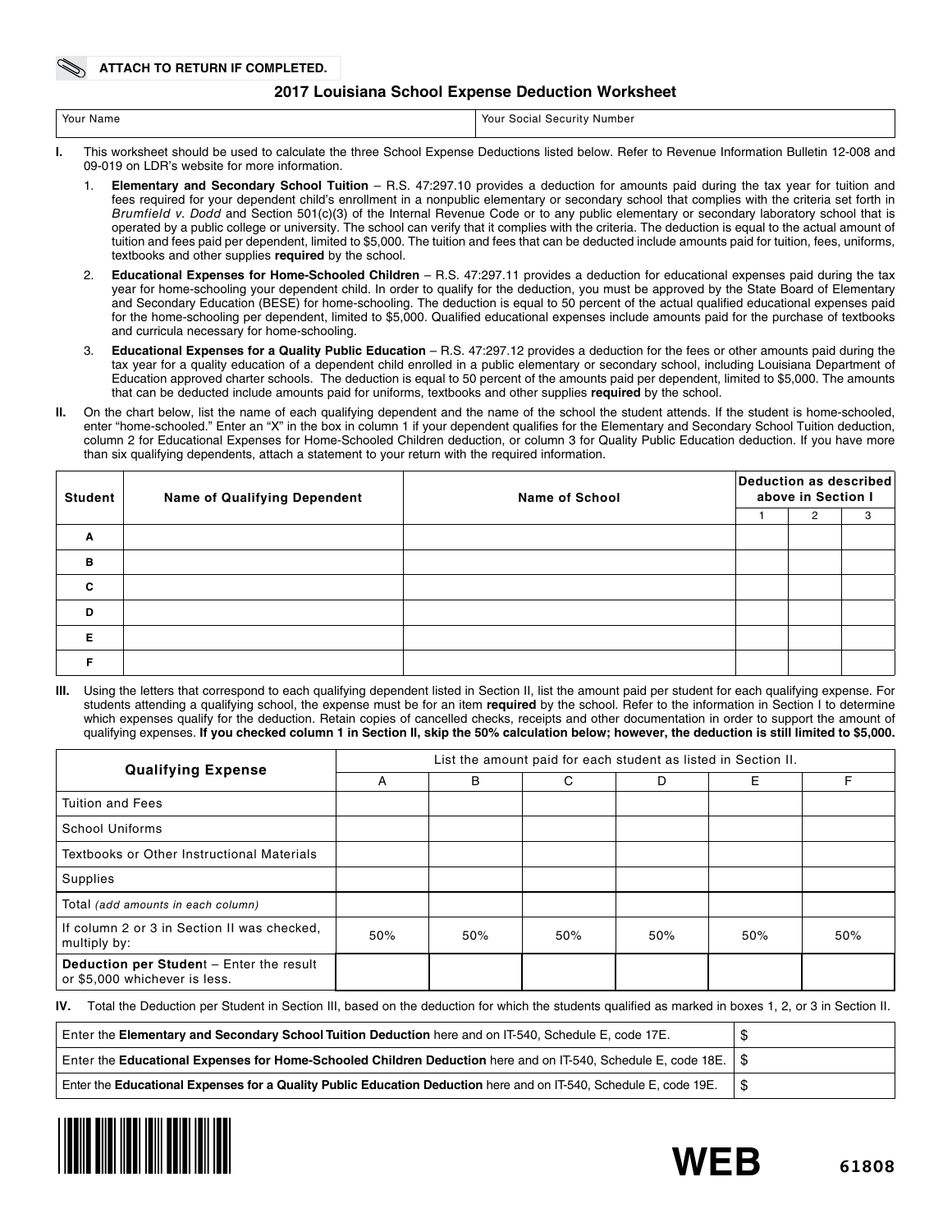ATTACH TO RETURN IF COMPLETED.

# 2017 Louisiana School Expense Deduction Worksheet

| Your Name | Your Social Security Number |
|---|---|
| | |

**I.** This worksheet should be used to calculate the three School Expense Deductions listed below. Refer to Revenue Information Bulletin 12-008 and 09-019 on LDR's website for more information.

1. **Elementary and Secondary School Tuition** – R.S. 47:297.10 provides a deduction for amounts paid during the tax year for tuition and fees required for your dependent child's enrollment in a nonpublic elementary or secondary school that complies with the criteria set forth in *Brumfield v. Dodd* and Section 501(c)(3) of the Internal Revenue Code or to any public elementary or secondary laboratory school that is operated by a public college or university. The school can verify that it complies with the criteria. The deduction is equal to the actual amount of tuition and fees paid per dependent, limited to $5,000. The tuition and fees that can be deducted include amounts paid for tuition, fees, uniforms, textbooks and other supplies **required** by the school.
2. **Educational Expenses for Home-Schooled Children** – R.S. 47:297.11 provides a deduction for educational expenses paid during the tax year for home-schooling your dependent child. In order to qualify for the deduction, you must be approved by the State Board of Elementary and Secondary Education (BESE) for home-schooling. The deduction is equal to 50 percent of the actual qualified educational expenses paid for the home-schooling per dependent, limited to $5,000. Qualified educational expenses include amounts paid for the purchase of textbooks and curricula necessary for home-schooling.
3. **Educational Expenses for a Quality Public Education** – R.S. 47:297.12 provides a deduction for the fees or other amounts paid during the tax year for a quality education of a dependent child enrolled in a public elementary or secondary school, including Louisiana Department of Education approved charter schools. The deduction is equal to 50 percent of the amounts paid per dependent, limited to $5,000. The amounts that can be deducted include amounts paid for uniforms, textbooks and other supplies **required** by the school.

**II.** On the chart below, list the name of each qualifying dependent and the name of the school the student attends. If the student is home-schooled, enter "home-schooled." Enter an "X" in the box in column 1 if your dependent qualifies for the Elementary and Secondary School Tuition deduction, column 2 for Educational Expenses for Home-Schooled Children deduction, or column 3 for Quality Public Education deduction. If you have more than six qualifying dependents, attach a statement to your return with the required information.

| Student | Name of Qualifying Dependent | Name of School | Deduction as described above in Section I | | |
|---|---|---|---|---|---|
| | | | 1 | 2 | 3 |
| A | | | | | |
| B | | | | | |
| C | | | | | |
| D | | | | | |
| E | | | | | |
| F | | | | | |

**III.** Using the letters that correspond to each qualifying dependent listed in Section II, list the amount paid per student for each qualifying expense. For students attending a qualifying school, the expense must be for an item **required** by the school. Refer to the information in Section I to determine which expenses qualify for the deduction. Retain copies of cancelled checks, receipts and other documentation in order to support the amount of qualifying expenses. **If you checked column 1 in Section II, skip the 50% calculation below; however, the deduction is still limited to $5,000.**

| Qualifying Expense | List the amount paid for each student as listed in Section II. | | | | | |
|---|---|---|---|---|---|---|
| | A | B | C | D | E | F |
| Tuition and Fees | | | | | | |
| School Uniforms | | | | | | |
| Textbooks or Other Instructional Materials | | | | | | |
| Supplies | | | | | | |
| Total *(add amounts in each column)* | | | | | | |
| If column 2 or 3 in Section II was checked, multiply by: | 50% | 50% | 50% | 50% | 50% | 50% |
| **Deduction per Student** – Enter the result or $5,000 whichever is less. | | | | | | |

**IV.** Total the Deduction per Student in Section III, based on the deduction for which the students qualified as marked in boxes 1, 2, or 3 in Section II.

| | |
|---|---|
| Enter the **Elementary and Secondary School Tuition Deduction** here and on IT-540, Schedule E, code 17E. | $ |
| Enter the **Educational Expenses for Home-Schooled Children Deduction** here and on IT-540, Schedule E, code 18E. | $ |
| Enter the **Educational Expenses for a Quality Public Education Deduction** here and on IT-540, Schedule E, code 19E. | $ |

WEB 61808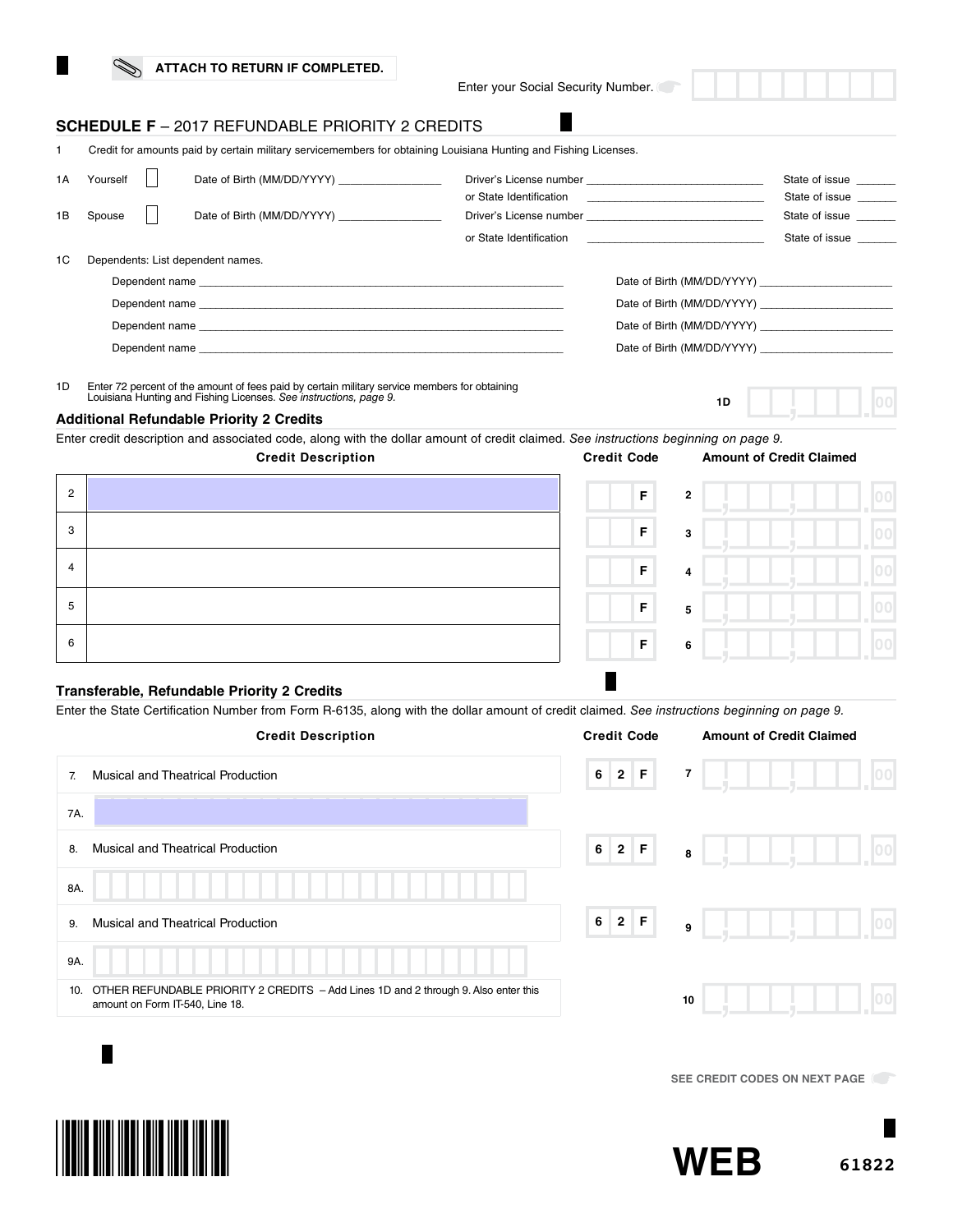ATTACH TO RETURN IF COMPLETED.

Enter your Social Security Number.

## SCHEDULE F – 2017 REFUNDABLE PRIORITY 2 CREDITS

1 Credit for amounts paid by certain military servicemembers for obtaining Louisiana Hunting and Fishing Licenses.

1A Yourself ☐ Date of Birth (MM/DD/YYYY) ________________ Driver's License number ____________________________ State of issue ______
or State Identification ____________________________ State of issue ______

1B Spouse ☐ Date of Birth (MM/DD/YYYY) ________________ Driver's License number ____________________________ State of issue ______
or State Identification ____________________________ State of issue ______

1C Dependents: List dependent names.

Dependent name ____________________________________________ Date of Birth (MM/DD/YYYY) ____________________

Dependent name ____________________________________________ Date of Birth (MM/DD/YYYY) ____________________

Dependent name ____________________________________________ Date of Birth (MM/DD/YYYY) ____________________

Dependent name ____________________________________________ Date of Birth (MM/DD/YYYY) ____________________

1D Enter 72 percent of the amount of fees paid by certain military service members for obtaining Louisiana Hunting and Fishing Licenses. *See instructions, page 9.* **1D** ________ .00

### Additional Refundable Priority 2 Credits

Enter credit description and associated code, along with the dollar amount of credit claimed. *See instructions beginning on page 9.*

| | Credit Description | Credit Code | | Amount of Credit Claimed |
|---|---|---|---|---|
| 2 | | F | 2 | .00 |
| 3 | | F | 3 | .00 |
| 4 | | F | 4 | .00 |
| 5 | | F | 5 | .00 |
| 6 | | F | 6 | .00 |

### Transferable, Refundable Priority 2 Credits

Enter the State Certification Number from Form R-6135, along with the dollar amount of credit claimed. *See instructions beginning on page 9.*

| | Credit Description | Credit Code | | Amount of Credit Claimed |
|---|---|---|---|---|
| 7. | Musical and Theatrical Production | 62F | 7 | .00 |
| 7A. | | | | |
| 8. | Musical and Theatrical Production | 62F | 8 | .00 |
| 8A. | | | | |
| 9. | Musical and Theatrical Production | 62F | 9 | .00 |
| 9A. | | | | |
| 10. | OTHER REFUNDABLE PRIORITY 2 CREDITS – Add Lines 1D and 2 through 9. Also enter this amount on Form IT-540, Line 18. | | 10 | .00 |

SEE CREDIT CODES ON NEXT PAGE

WEB 61822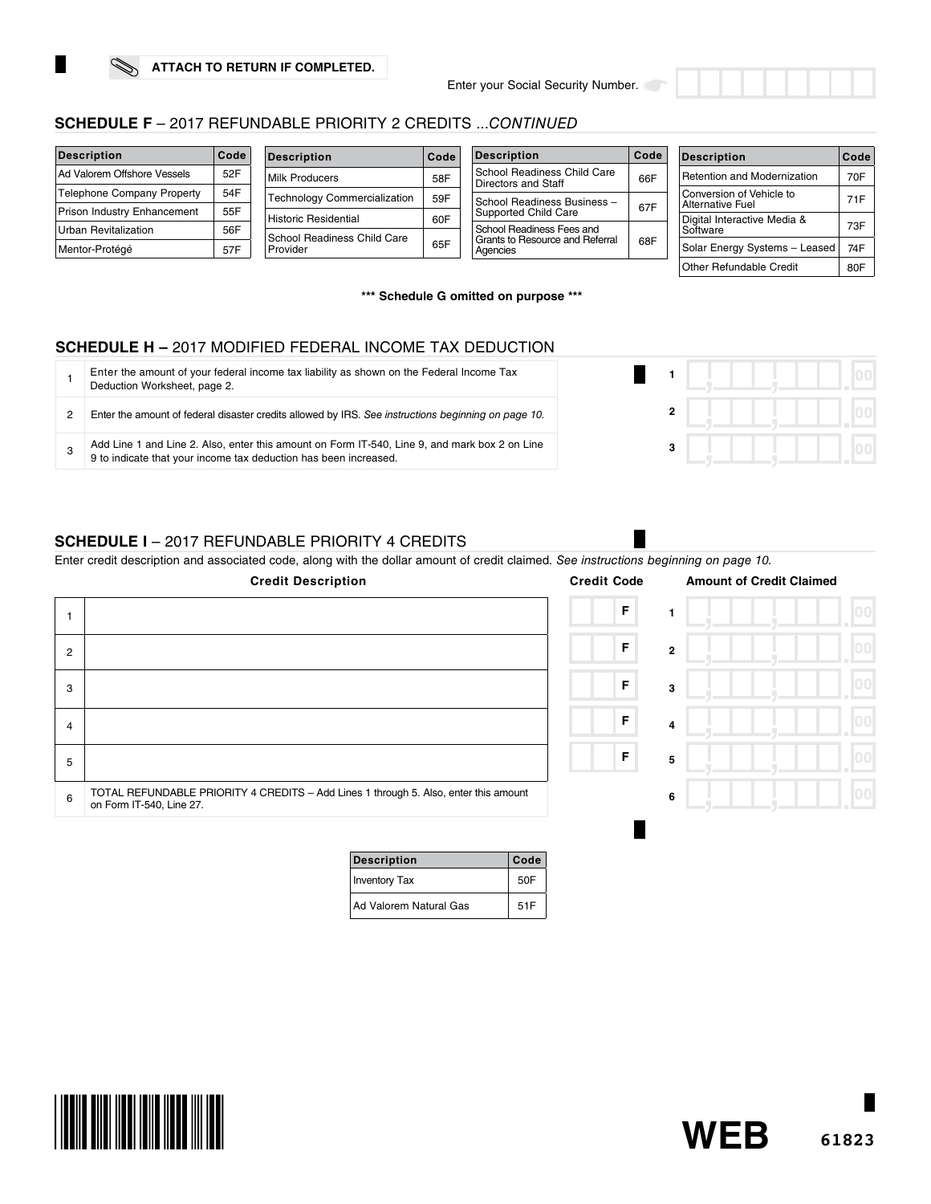ATTACH TO RETURN IF COMPLETED.

Enter your Social Security Number.

## SCHEDULE F – 2017 REFUNDABLE PRIORITY 2 CREDITS ...*CONTINUED*

| Description | Code |
|---|---|
| Ad Valorem Offshore Vessels | 52F |
| Telephone Company Property | 54F |
| Prison Industry Enhancement | 55F |
| Urban Revitalization | 56F |
| Mentor-Protégé | 57F |

| Description | Code |
|---|---|
| Milk Producers | 58F |
| Technology Commercialization | 59F |
| Historic Residential | 60F |
| School Readiness Child Care Provider | 65F |

| Description | Code |
|---|---|
| School Readiness Child Care Directors and Staff | 66F |
| School Readiness Business – Supported Child Care | 67F |
| School Readiness Fees and Grants to Resource and Referral Agencies | 68F |

| Description | Code |
|---|---|
| Retention and Modernization | 70F |
| Conversion of Vehicle to Alternative Fuel | 71F |
| Digital Interactive Media & Software | 73F |
| Solar Energy Systems – Leased | 74F |
| Other Refundable Credit | 80F |

**\*\*\* Schedule G omitted on purpose \*\*\***

## SCHEDULE H – 2017 MODIFIED FEDERAL INCOME TAX DEDUCTION

| | | | |
|---|---|---|---|
| 1 | Enter the amount of your federal income tax liability as shown on the Federal Income Tax Deduction Worksheet, page 2. | 1 | .00 |
| 2 | Enter the amount of federal disaster credits allowed by IRS. *See instructions beginning on page 10.* | 2 | .00 |
| 3 | Add Line 1 and Line 2. Also, enter this amount on Form IT-540, Line 9, and mark box 2 on Line 9 to indicate that your income tax deduction has been increased. | 3 | .00 |

## SCHEDULE I – 2017 REFUNDABLE PRIORITY 4 CREDITS

Enter credit description and associated code, along with the dollar amount of credit claimed. *See instructions beginning on page 10.*

| | Credit Description | Credit Code | | Amount of Credit Claimed |
|---|---|---|---|---|
| 1 | | F | 1 | .00 |
| 2 | | F | 2 | .00 |
| 3 | | F | 3 | .00 |
| 4 | | F | 4 | .00 |
| 5 | | F | 5 | .00 |
| 6 | TOTAL REFUNDABLE PRIORITY 4 CREDITS – Add Lines 1 through 5. Also, enter this amount on Form IT-540, Line 27. | | 6 | .00 |

| Description | Code |
|---|---|
| Inventory Tax | 50F |
| Ad Valorem Natural Gas | 51F |

WEB 61823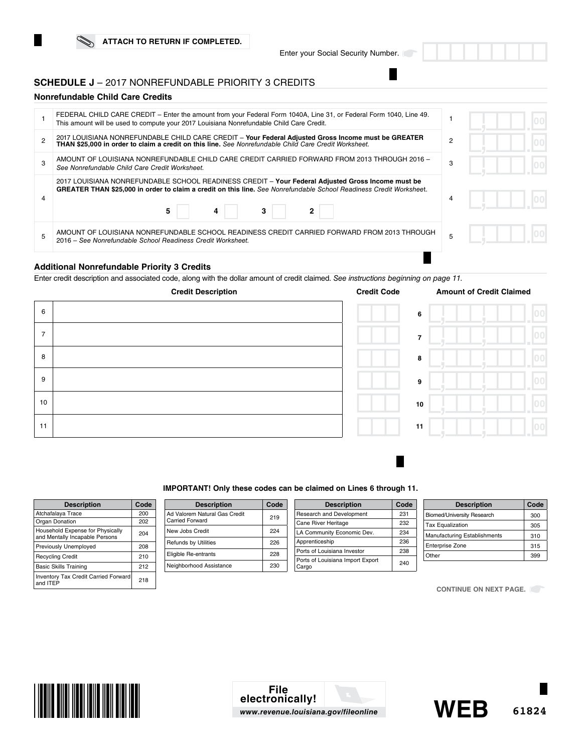ATTACH TO RETURN IF COMPLETED.

Enter your Social Security Number.

## SCHEDULE J – 2017 NONREFUNDABLE PRIORITY 3 CREDITS

### Nonrefundable Child Care Credits

| | | | |
|---|---|---|---|
| 1 | FEDERAL CHILD CARE CREDIT – Enter the amount from your Federal Form 1040A, Line 31, or Federal Form 1040, Line 49. This amount will be used to compute your 2017 Louisiana Nonrefundable Child Care Credit. | 1 | .00 |
| 2 | 2017 LOUISIANA NONREFUNDABLE CHILD CARE CREDIT – **Your Federal Adjusted Gross Income must be GREATER THAN $25,000 in order to claim a credit on this line.** *See Nonrefundable Child Care Credit Worksheet.* | 2 | .00 |
| 3 | AMOUNT OF LOUISIANA NONREFUNDABLE CHILD CARE CREDIT CARRIED FORWARD FROM 2013 THROUGH 2016 – *See Nonrefundable Child Care Credit Worksheet.* | 3 | .00 |
| 4 | 2017 LOUISIANA NONREFUNDABLE SCHOOL READINESS CREDIT – **Your Federal Adjusted Gross Income must be GREATER THAN $25,000 in order to claim a credit on this line.** *See Nonrefundable School Readiness Credit Worksheet.* 5 ☐ 4 ☐ 3 ☐ 2 ☐ | 4 | .00 |
| 5 | AMOUNT OF LOUISIANA NONREFUNDABLE SCHOOL READINESS CREDIT CARRIED FORWARD FROM 2013 THROUGH 2016 – *See Nonrefundable School Readiness Credit Worksheet.* | 5 | .00 |

### Additional Nonrefundable Priority 3 Credits

Enter credit description and associated code, along with the dollar amount of credit claimed. *See instructions beginning on page 11.*

| | Credit Description | Credit Code | | Amount of Credit Claimed |
|---|---|---|---|---|
| 6 | | | 6 | .00 |
| 7 | | | 7 | .00 |
| 8 | | | 8 | .00 |
| 9 | | | 9 | .00 |
| 10 | | | 10 | .00 |
| 11 | | | 11 | .00 |

**IMPORTANT! Only these codes can be claimed on Lines 6 through 11.**

| Description | Code |
|---|---|
| Atchafalaya Trace | 200 |
| Organ Donation | 202 |
| Household Expense for Physically and Mentally Incapable Persons | 204 |
| Previously Unemployed | 208 |
| Recycling Credit | 210 |
| Basic Skills Training | 212 |
| Inventory Tax Credit Carried Forward and ITEP | 218 |
| Ad Valorem Natural Gas Credit Carried Forward | 219 |
| New Jobs Credit | 224 |
| Refunds by Utilities | 226 |
| Eligible Re-entrants | 228 |
| Neighborhood Assistance | 230 |
| Research and Development | 231 |
| Cane River Heritage | 232 |
| LA Community Economic Dev. | 234 |
| Apprenticeship | 236 |
| Ports of Louisiana Investor | 238 |
| Ports of Louisiana Import Export Cargo | 240 |
| Biomed/University Research | 300 |
| Tax Equalization | 305 |
| Manufacturing Establishments | 310 |
| Enterprise Zone | 315 |
| Other | 399 |

CONTINUE ON NEXT PAGE.

File electronically!
www.revenue.louisiana.gov/fileonline

WEB 61824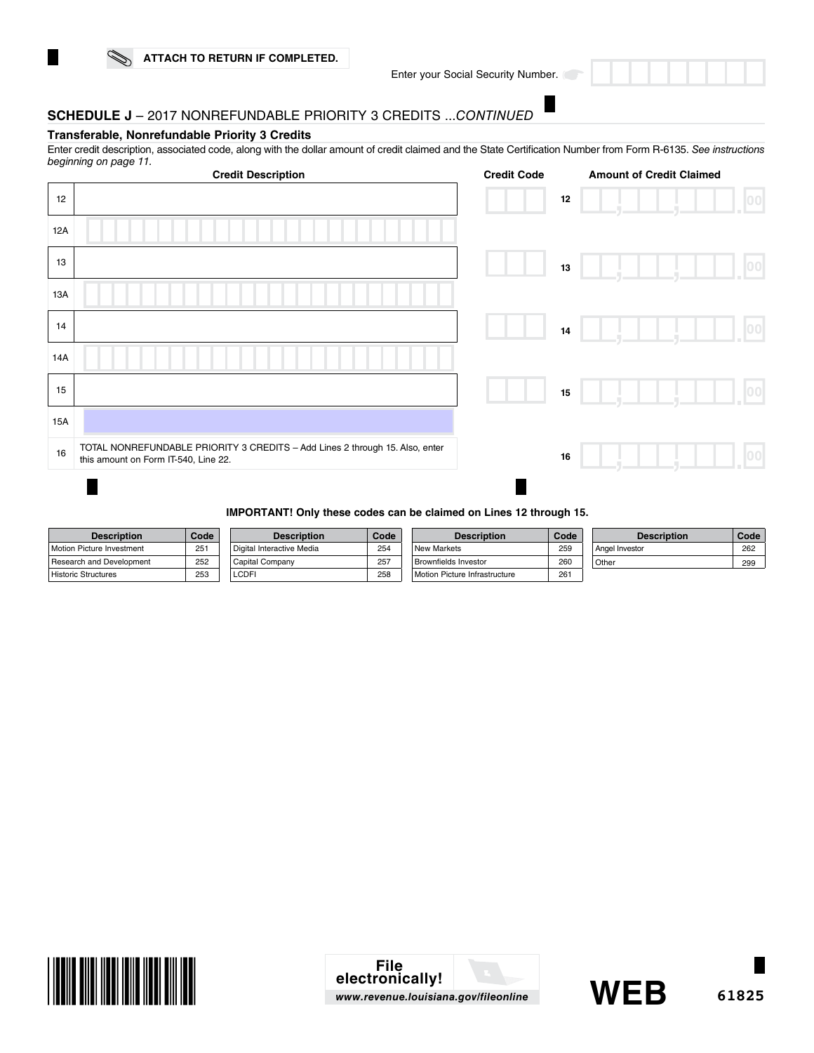ATTACH TO RETURN IF COMPLETED.

Enter your Social Security Number.

## SCHEDULE J – 2017 NONREFUNDABLE PRIORITY 3 CREDITS ...*CONTINUED*

### Transferable, Nonrefundable Priority 3 Credits

Enter credit description, associated code, along with the dollar amount of credit claimed and the State Certification Number from Form R-6135. *See instructions beginning on page 11.*

| | Credit Description | Credit Code | | Amount of Credit Claimed |
|---|---|---|---|---|
| 12 | | | 12 | .00 |
| 12A | | | | |
| 13 | | | 13 | .00 |
| 13A | | | | |
| 14 | | | 14 | .00 |
| 14A | | | | |
| 15 | | | 15 | .00 |
| 15A | | | | |
| 16 | TOTAL NONREFUNDABLE PRIORITY 3 CREDITS – Add Lines 2 through 15. Also, enter this amount on Form IT-540, Line 22. | | 16 | .00 |

**IMPORTANT! Only these codes can be claimed on Lines 12 through 15.**

| Description | Code | Description | Code | Description | Code | Description | Code |
|---|---|---|---|---|---|---|---|
| Motion Picture Investment | 251 | Digital Interactive Media | 254 | New Markets | 259 | Angel Investor | 262 |
| Research and Development | 252 | Capital Company | 257 | Brownfields Investor | 260 | Other | 299 |
| Historic Structures | 253 | LCDFI | 258 | Motion Picture Infrastructure | 261 | | |

File electronically!
www.revenue.louisiana.gov/fileonline

WEB 61825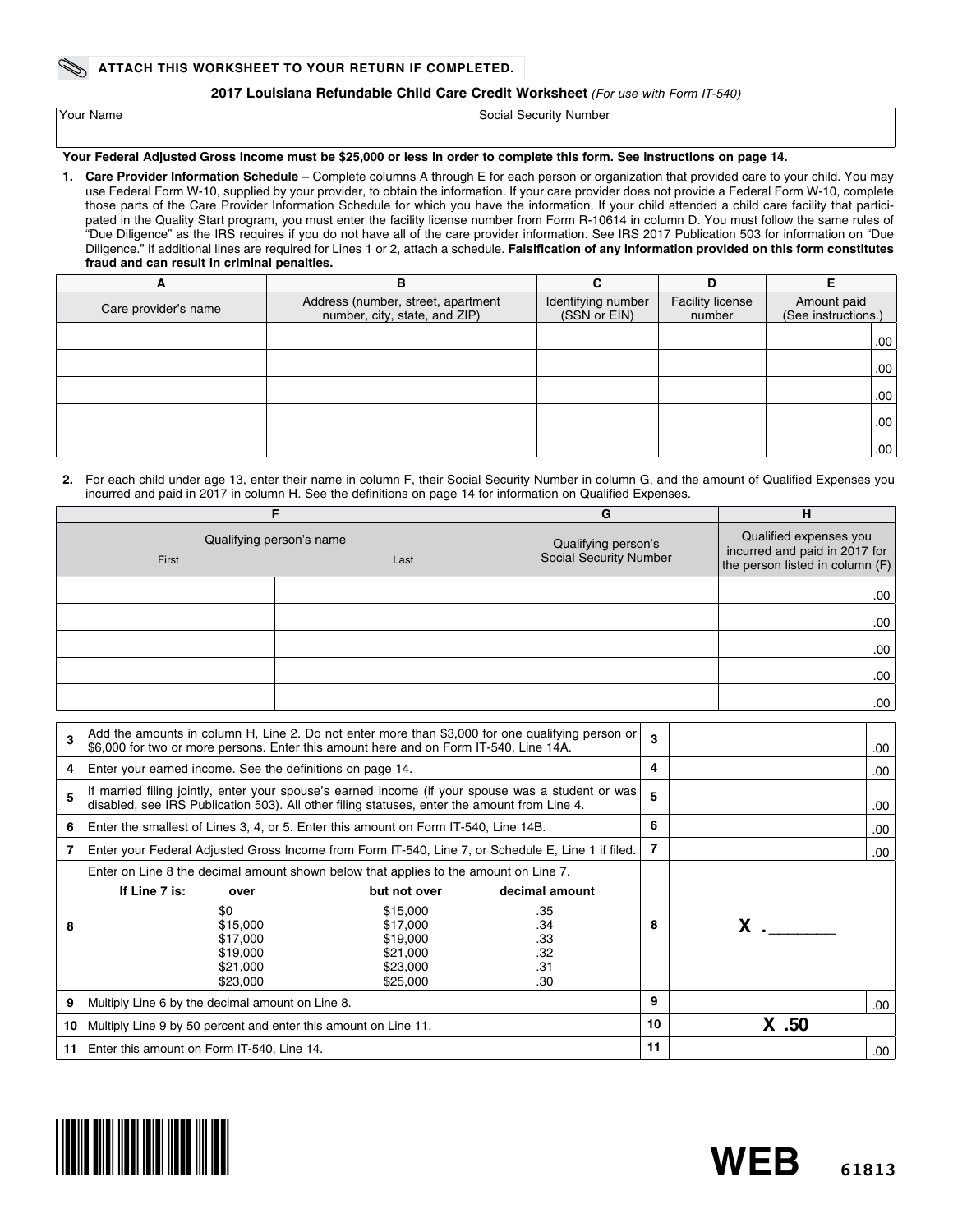**ATTACH THIS WORKSHEET TO YOUR RETURN IF COMPLETED.**

## 2017 Louisiana Refundable Child Care Credit Worksheet *(For use with Form IT-540)*

| Your Name | Social Security Number |
|---|---|
| | |

**Your Federal Adjusted Gross Income must be $25,000 or less in order to complete this form. See instructions on page 14.**

1. **Care Provider Information Schedule –** Complete columns A through E for each person or organization that provided care to your child. You may use Federal Form W-10, supplied by your provider, to obtain the information. If your care provider does not provide a Federal Form W-10, complete those parts of the Care Provider Information Schedule for which you have the information. If your child attended a child care facility that participated in the Quality Start program, you must enter the facility license number from Form R-10614 in column D. You must follow the same rules of "Due Diligence" as the IRS requires if you do not have all of the care provider information. See IRS 2017 Publication 503 for information on "Due Diligence." If additional lines are required for Lines 1 or 2, attach a schedule. **Falsification of any information provided on this form constitutes fraud and can result in criminal penalties.**

| A | B | C | D | E |
|---|---|---|---|---|
| Care provider's name | Address (number, street, apartment number, city, state, and ZIP) | Identifying number (SSN or EIN) | Facility license number | Amount paid (See instructions.) |
| | | | | .00 |
| | | | | .00 |
| | | | | .00 |
| | | | | .00 |
| | | | | .00 |

2. For each child under age 13, enter their name in column F, their Social Security Number in column G, and the amount of Qualified Expenses you incurred and paid in 2017 in column H. See the definitions on page 14 for information on Qualified Expenses.

| F | | G | H |
|---|---|---|---|
| Qualifying person's name First | Last | Qualifying person's Social Security Number | Qualified expenses you incurred and paid in 2017 for the person listed in column (F) |
| | | | .00 |
| | | | .00 |
| | | | .00 |
| | | | .00 |
| | | | .00 |

| Line | Description | Line | Amount |
|---|---|---|---|
| 3 | Add the amounts in column H, Line 2. Do not enter more than $3,000 for one qualifying person or $6,000 for two or more persons. Enter this amount here and on Form IT-540, Line 14A. | 3 | .00 |
| 4 | Enter your earned income. See the definitions on page 14. | 4 | .00 |
| 5 | If married filing jointly, enter your spouse's earned income (if your spouse was a student or was disabled, see IRS Publication 503). All other filing statuses, enter the amount from Line 4. | 5 | .00 |
| 6 | Enter the smallest of Lines 3, 4, or 5. Enter this amount on Form IT-540, Line 14B. | 6 | .00 |
| 7 | Enter your Federal Adjusted Gross Income from Form IT-540, Line 7, or Schedule E, Line 1 if filed. | 7 | .00 |
| 8 | Enter on Line 8 the decimal amount shown below that applies to the amount on Line 7. | 8 | X .______ |
| 9 | Multiply Line 6 by the decimal amount on Line 8. | 9 | .00 |
| 10 | Multiply Line 9 by 50 percent and enter this amount on Line 11. | 10 | X .50 |
| 11 | Enter this amount on Form IT-540, Line 14. | 11 | .00 |

Line 8 table:

| If Line 7 is: over | but not over | decimal amount |
|---|---|---|
| $0 | $15,000 | .35 |
| $15,000 | $17,000 | .34 |
| $17,000 | $19,000 | .33 |
| $19,000 | $21,000 | .32 |
| $21,000 | $23,000 | .31 |
| $23,000 | $25,000 | .30 |

WEB 61813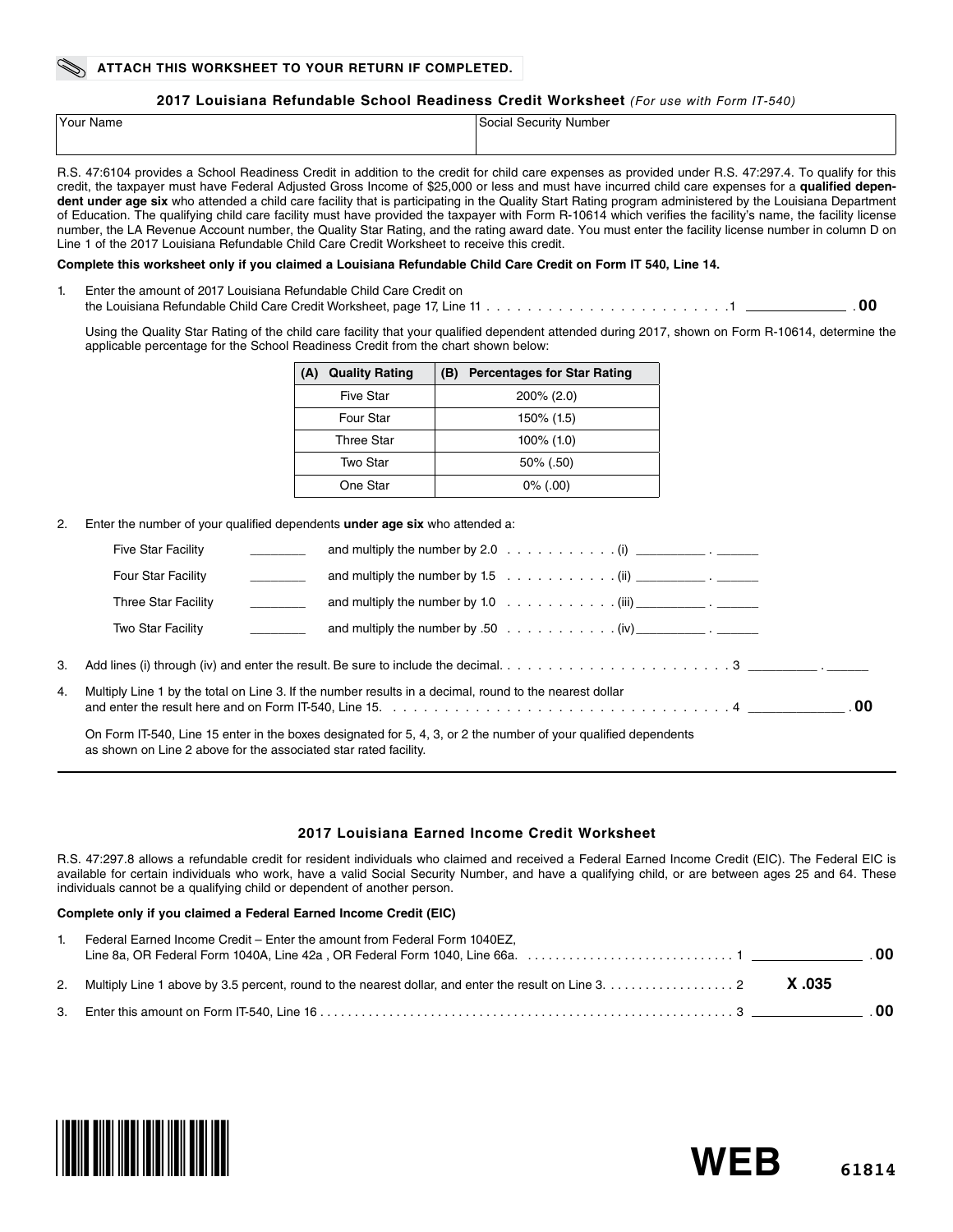**ATTACH THIS WORKSHEET TO YOUR RETURN IF COMPLETED.**

## 2017 Louisiana Refundable School Readiness Credit Worksheet *(For use with Form IT-540)*

| Your Name | Social Security Number |
|---|---|
| | |

R.S. 47:6104 provides a School Readiness Credit in addition to the credit for child care expenses as provided under R.S. 47:297.4. To qualify for this credit, the taxpayer must have Federal Adjusted Gross Income of $25,000 or less and must have incurred child care expenses for a **qualified dependent under age six** who attended a child care facility that is participating in the Quality Start Rating program administered by the Louisiana Department of Education. The qualifying child care facility must have provided the taxpayer with Form R-10614 which verifies the facility's name, the facility license number, the LA Revenue Account number, the Quality Star Rating, and the rating award date. You must enter the facility license number in column D on Line 1 of the 2017 Louisiana Refundable Child Care Credit Worksheet to receive this credit.

**Complete this worksheet only if you claimed a Louisiana Refundable Child Care Credit on Form IT 540, Line 14.**

1. Enter the amount of 2017 Louisiana Refundable Child Care Credit on the Louisiana Refundable Child Care Credit Worksheet, page 17, Line 11 . . . . . . . . . . . . . . . . . . . . . . . . .1 ____________ .**00**

Using the Quality Star Rating of the child care facility that your qualified dependent attended during 2017, shown on Form R-10614, determine the applicable percentage for the School Readiness Credit from the chart shown below:

| (A) Quality Rating | (B) Percentages for Star Rating |
|---|---|
| Five Star | 200% (2.0) |
| Four Star | 150% (1.5) |
| Three Star | 100% (1.0) |
| Two Star | 50% (.50) |
| One Star | 0% (.00) |

2. Enter the number of your qualified dependents **under age six** who attended a:

   Five Star Facility ________ and multiply the number by 2.0 . . . . . . . . . . . (i) _________ . ______

   Four Star Facility ________ and multiply the number by 1.5 . . . . . . . . . . . (ii) _________ . ______

   Three Star Facility ________ and multiply the number by 1.0 . . . . . . . . . . . (iii) _________ . ______

   Two Star Facility ________ and multiply the number by .50 . . . . . . . . . . . (iv) _________ . ______

3. Add lines (i) through (iv) and enter the result. Be sure to include the decimal. . . . . . . . . . . . . . . . . . . . . . . . 3 _________ . ______

4. Multiply Line 1 by the total on Line 3. If the number results in a decimal, round to the nearest dollar and enter the result here and on Form IT-540, Line 15. . . . . . . . . . . . . . . . . . . . . . . . . . . . . . . . . . . . 4 ____________ .**00**

   On Form IT-540, Line 15 enter in the boxes designated for 5, 4, 3, or 2 the number of your qualified dependents as shown on Line 2 above for the associated star rated facility.

## 2017 Louisiana Earned Income Credit Worksheet

R.S. 47:297.8 allows a refundable credit for resident individuals who claimed and received a Federal Earned Income Credit (EIC). The Federal EIC is available for certain individuals who work, have a valid Social Security Number, and have a qualifying child, or are between ages 25 and 64. These individuals cannot be a qualifying child or dependent of another person.

**Complete only if you claimed a Federal Earned Income Credit (EIC)**

1. Federal Earned Income Credit – Enter the amount from Federal Form 1040EZ, Line 8a, OR Federal Form 1040A, Line 42a , OR Federal Form 1040, Line 66a. . . . . . . . . . . . . . . . . . . . . . . . . . . . . . 1 ____________ .**00**
2. Multiply Line 1 above by 3.5 percent, round to the nearest dollar, and enter the result on Line 3. . . . . . . . . . . . . . . . . . 2 **X .035**
3. Enter this amount on Form IT-540, Line 16 . . . . . . . . . . . . . . . . . . . . . . . . . . . . . . . . . . . . . . . . . . . . . . . . . . . . . . . 3 ____________ .**00**

**WEB** 61814